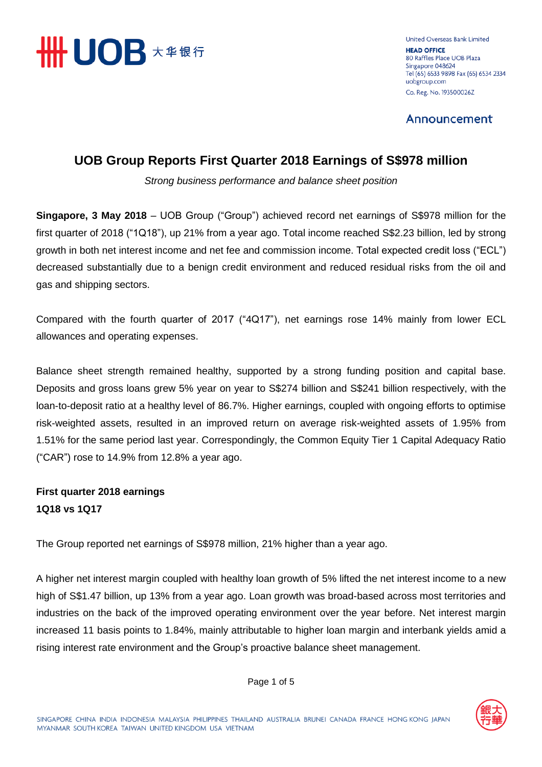United Overseas Bank Limited
**HEAD OFFICE**
80 Raffles Place UOB Plaza
Singapore 048624
Tel (65) 6533 9898 Fax (65) 6534 2334
uobgroup.com
Co. Reg. No. 193500026Z

**Announcement**

# UOB Group Reports First Quarter 2018 Earnings of S$978 million

*Strong business performance and balance sheet position*

**Singapore, 3 May 2018** – UOB Group ("Group") achieved record net earnings of S$978 million for the first quarter of 2018 ("1Q18"), up 21% from a year ago. Total income reached S$2.23 billion, led by strong growth in both net interest income and net fee and commission income. Total expected credit loss ("ECL") decreased substantially due to a benign credit environment and reduced residual risks from the oil and gas and shipping sectors.

Compared with the fourth quarter of 2017 ("4Q17"), net earnings rose 14% mainly from lower ECL allowances and operating expenses.

Balance sheet strength remained healthy, supported by a strong funding position and capital base. Deposits and gross loans grew 5% year on year to S$274 billion and S$241 billion respectively, with the loan-to-deposit ratio at a healthy level of 86.7%. Higher earnings, coupled with ongoing efforts to optimise risk-weighted assets, resulted in an improved return on average risk-weighted assets of 1.95% from 1.51% for the same period last year. Correspondingly, the Common Equity Tier 1 Capital Adequacy Ratio ("CAR") rose to 14.9% from 12.8% a year ago.

**First quarter 2018 earnings**
**1Q18 vs 1Q17**

The Group reported net earnings of S$978 million, 21% higher than a year ago.

A higher net interest margin coupled with healthy loan growth of 5% lifted the net interest income to a new high of S$1.47 billion, up 13% from a year ago. Loan growth was broad-based across most territories and industries on the back of the improved operating environment over the year before. Net interest margin increased 11 basis points to 1.84%, mainly attributable to higher loan margin and interbank yields amid a rising interest rate environment and the Group's proactive balance sheet management.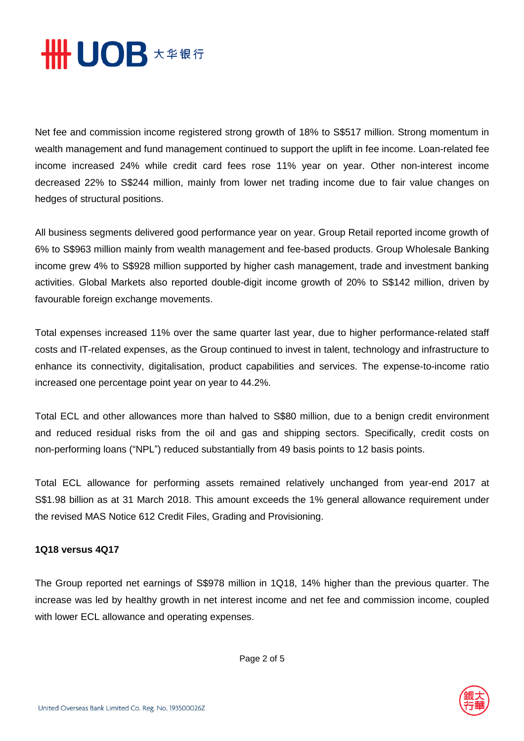Net fee and commission income registered strong growth of 18% to S$517 million. Strong momentum in wealth management and fund management continued to support the uplift in fee income. Loan-related fee income increased 24% while credit card fees rose 11% year on year. Other non-interest income decreased 22% to S$244 million, mainly from lower net trading income due to fair value changes on hedges of structural positions.

All business segments delivered good performance year on year. Group Retail reported income growth of 6% to S$963 million mainly from wealth management and fee-based products. Group Wholesale Banking income grew 4% to S$928 million supported by higher cash management, trade and investment banking activities. Global Markets also reported double-digit income growth of 20% to S$142 million, driven by favourable foreign exchange movements.

Total expenses increased 11% over the same quarter last year, due to higher performance-related staff costs and IT-related expenses, as the Group continued to invest in talent, technology and infrastructure to enhance its connectivity, digitalisation, product capabilities and services. The expense-to-income ratio increased one percentage point year on year to 44.2%.

Total ECL and other allowances more than halved to S$80 million, due to a benign credit environment and reduced residual risks from the oil and gas and shipping sectors. Specifically, credit costs on non-performing loans ("NPL") reduced substantially from 49 basis points to 12 basis points.

Total ECL allowance for performing assets remained relatively unchanged from year-end 2017 at S$1.98 billion as at 31 March 2018. This amount exceeds the 1% general allowance requirement under the revised MAS Notice 612 Credit Files, Grading and Provisioning.

**1Q18 versus 4Q17**

The Group reported net earnings of S$978 million in 1Q18, 14% higher than the previous quarter. The increase was led by healthy growth in net interest income and net fee and commission income, coupled with lower ECL allowance and operating expenses.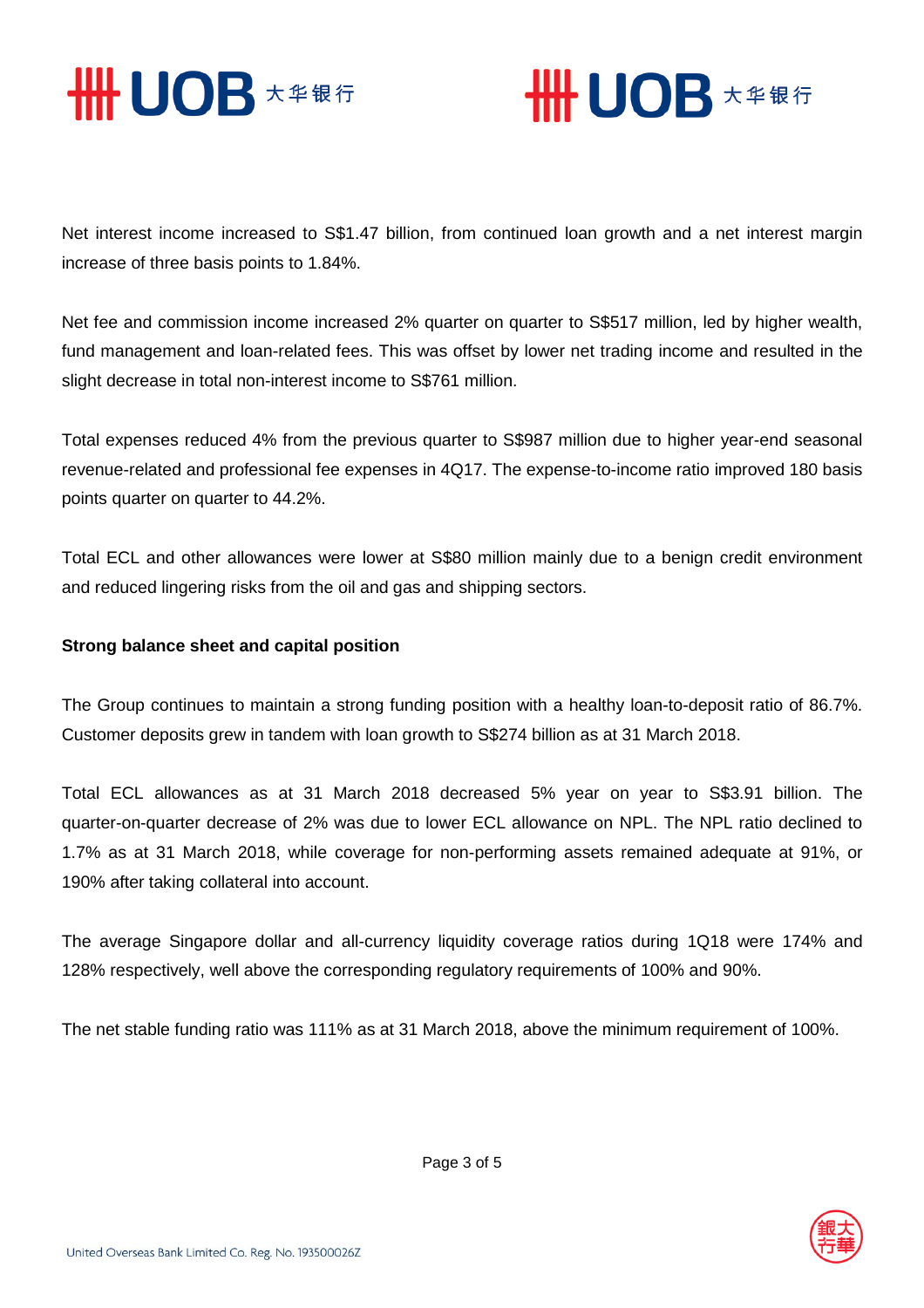Net interest income increased to S$1.47 billion, from continued loan growth and a net interest margin increase of three basis points to 1.84%.

Net fee and commission income increased 2% quarter on quarter to S$517 million, led by higher wealth, fund management and loan-related fees. This was offset by lower net trading income and resulted in the slight decrease in total non-interest income to S$761 million.

Total expenses reduced 4% from the previous quarter to S$987 million due to higher year-end seasonal revenue-related and professional fee expenses in 4Q17. The expense-to-income ratio improved 180 basis points quarter on quarter to 44.2%.

Total ECL and other allowances were lower at S$80 million mainly due to a benign credit environment and reduced lingering risks from the oil and gas and shipping sectors.

**Strong balance sheet and capital position**

The Group continues to maintain a strong funding position with a healthy loan-to-deposit ratio of 86.7%. Customer deposits grew in tandem with loan growth to S$274 billion as at 31 March 2018.

Total ECL allowances as at 31 March 2018 decreased 5% year on year to S$3.91 billion. The quarter-on-quarter decrease of 2% was due to lower ECL allowance on NPL. The NPL ratio declined to 1.7% as at 31 March 2018, while coverage for non-performing assets remained adequate at 91%, or 190% after taking collateral into account.

The average Singapore dollar and all-currency liquidity coverage ratios during 1Q18 were 174% and 128% respectively, well above the corresponding regulatory requirements of 100% and 90%.

The net stable funding ratio was 111% as at 31 March 2018, above the minimum requirement of 100%.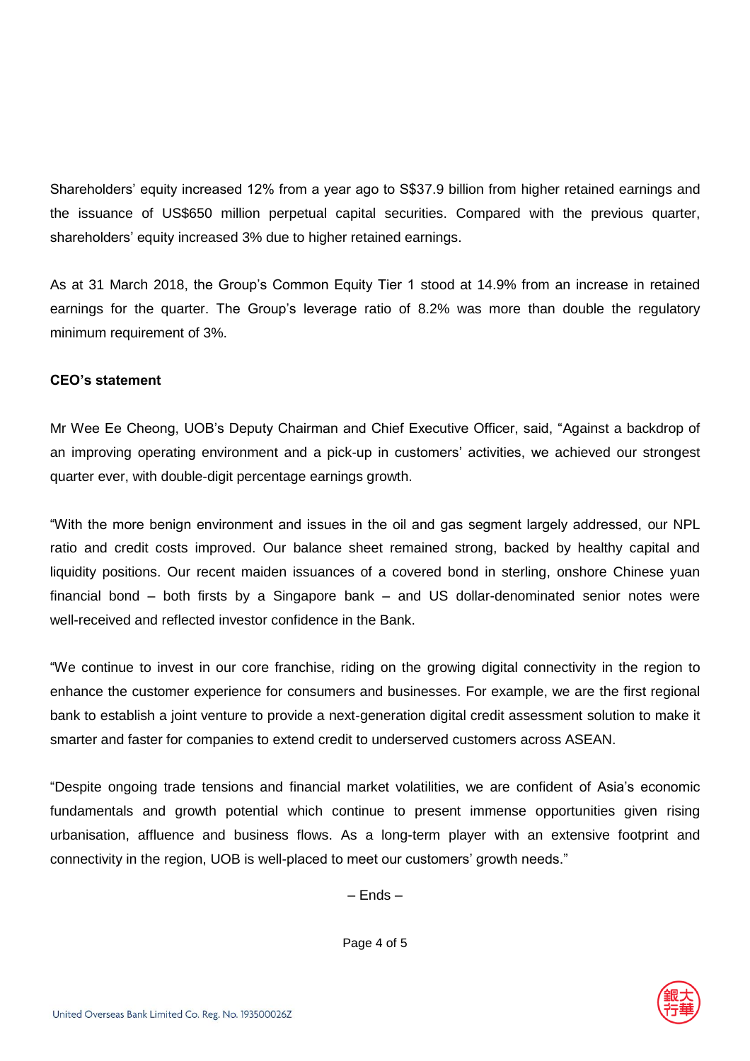Shareholders' equity increased 12% from a year ago to S$37.9 billion from higher retained earnings and the issuance of US$650 million perpetual capital securities. Compared with the previous quarter, shareholders' equity increased 3% due to higher retained earnings.

As at 31 March 2018, the Group's Common Equity Tier 1 stood at 14.9% from an increase in retained earnings for the quarter. The Group's leverage ratio of 8.2% was more than double the regulatory minimum requirement of 3%.

**CEO's statement**

Mr Wee Ee Cheong, UOB's Deputy Chairman and Chief Executive Officer, said, "Against a backdrop of an improving operating environment and a pick-up in customers' activities, we achieved our strongest quarter ever, with double-digit percentage earnings growth.

"With the more benign environment and issues in the oil and gas segment largely addressed, our NPL ratio and credit costs improved. Our balance sheet remained strong, backed by healthy capital and liquidity positions. Our recent maiden issuances of a covered bond in sterling, onshore Chinese yuan financial bond – both firsts by a Singapore bank – and US dollar-denominated senior notes were well-received and reflected investor confidence in the Bank.

"We continue to invest in our core franchise, riding on the growing digital connectivity in the region to enhance the customer experience for consumers and businesses. For example, we are the first regional bank to establish a joint venture to provide a next-generation digital credit assessment solution to make it smarter and faster for companies to extend credit to underserved customers across ASEAN.

"Despite ongoing trade tensions and financial market volatilities, we are confident of Asia's economic fundamentals and growth potential which continue to present immense opportunities given rising urbanisation, affluence and business flows. As a long-term player with an extensive footprint and connectivity in the region, UOB is well-placed to meet our customers' growth needs."

– Ends –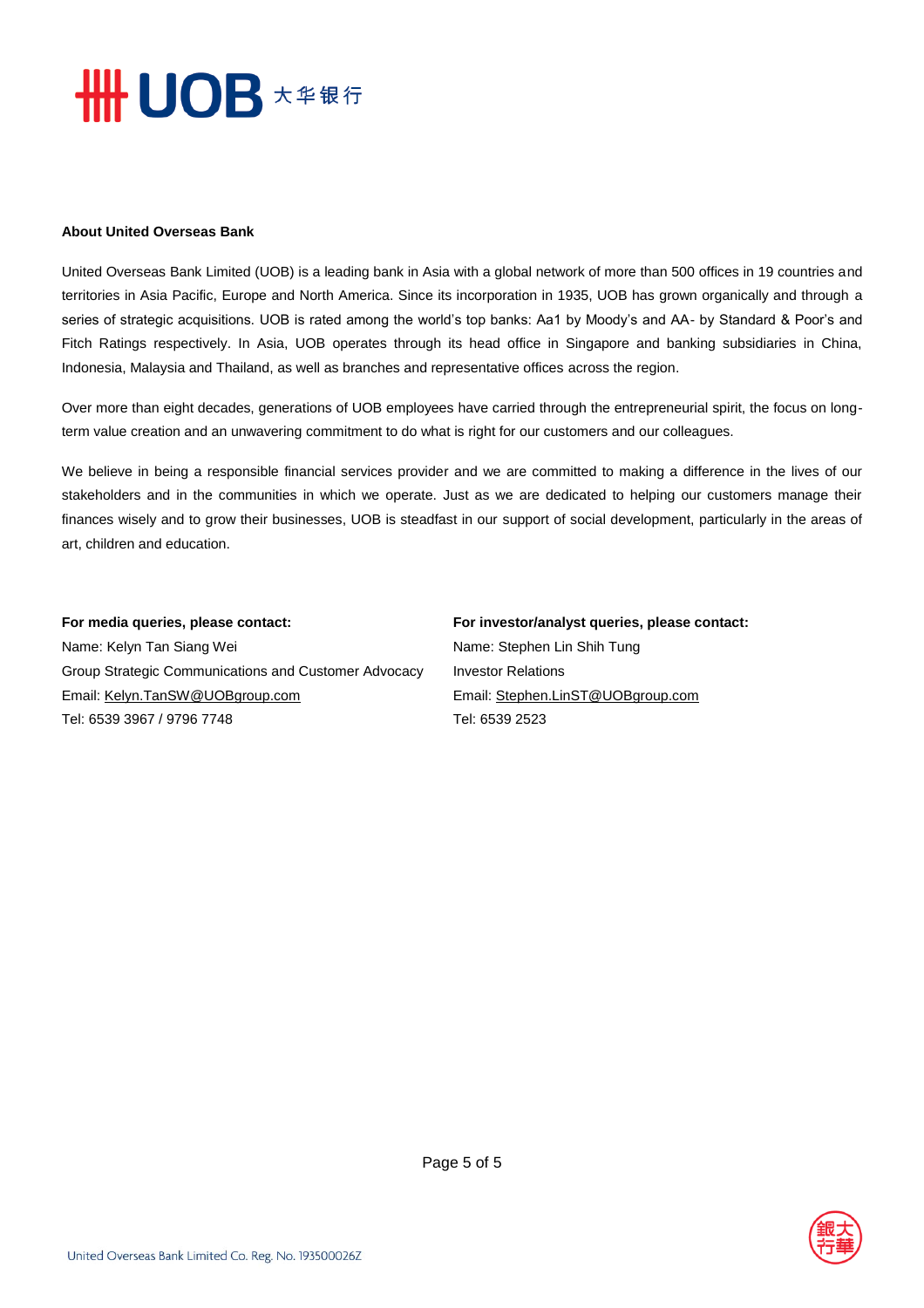**About United Overseas Bank**

United Overseas Bank Limited (UOB) is a leading bank in Asia with a global network of more than 500 offices in 19 countries and territories in Asia Pacific, Europe and North America. Since its incorporation in 1935, UOB has grown organically and through a series of strategic acquisitions. UOB is rated among the world's top banks: Aa1 by Moody's and AA- by Standard & Poor's and Fitch Ratings respectively. In Asia, UOB operates through its head office in Singapore and banking subsidiaries in China, Indonesia, Malaysia and Thailand, as well as branches and representative offices across the region.

Over more than eight decades, generations of UOB employees have carried through the entrepreneurial spirit, the focus on long-term value creation and an unwavering commitment to do what is right for our customers and our colleagues.

We believe in being a responsible financial services provider and we are committed to making a difference in the lives of our stakeholders and in the communities in which we operate. Just as we are dedicated to helping our customers manage their finances wisely and to grow their businesses, UOB is steadfast in our support of social development, particularly in the areas of art, children and education.

**For media queries, please contact:**
Name: Kelyn Tan Siang Wei
Group Strategic Communications and Customer Advocacy
Email: Kelyn.TanSW@UOBgroup.com
Tel: 6539 3967 / 9796 7748

**For investor/analyst queries, please contact:**
Name: Stephen Lin Shih Tung
Investor Relations
Email: Stephen.LinST@UOBgroup.com
Tel: 6539 2523